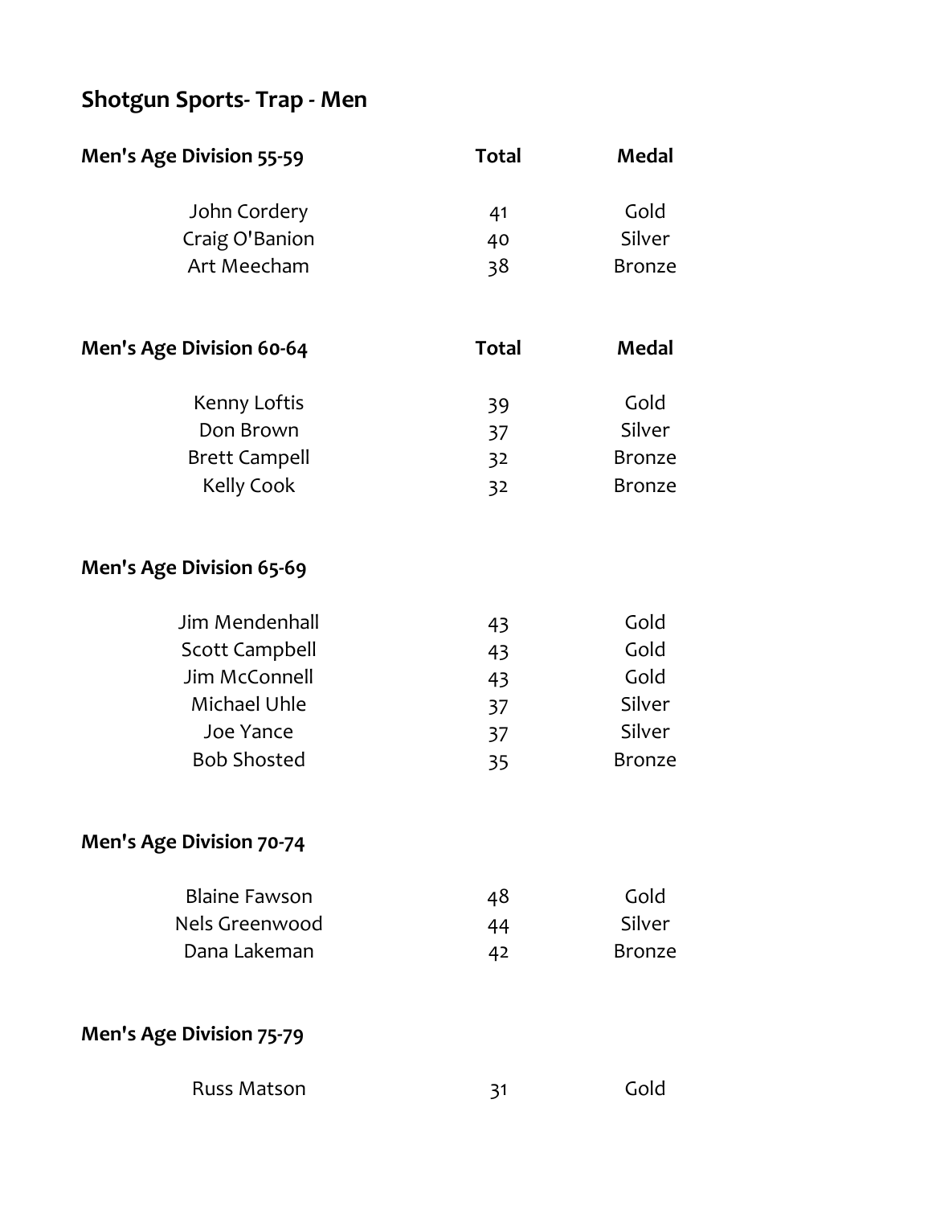# Shotgun Sports- Trap - Men

| Men's Age Division 55-59 | Total | Medal |
|---|---|---|
| John Cordery | 41 | Gold |
| Craig O'Banion | 40 | Silver |
| Art Meecham | 38 | Bronze |

| Men's Age Division 60-64 | Total | Medal |
|---|---|---|
| Kenny Loftis | 39 | Gold |
| Don Brown | 37 | Silver |
| Brett Campell | 32 | Bronze |
| Kelly Cook | 32 | Bronze |

| Men's Age Division 65-69 | | |
|---|---|---|
| Jim Mendenhall | 43 | Gold |
| Scott Campbell | 43 | Gold |
| Jim McConnell | 43 | Gold |
| Michael Uhle | 37 | Silver |
| Joe Yance | 37 | Silver |
| Bob Shosted | 35 | Bronze |

| Men's Age Division 70-74 | | |
|---|---|---|
| Blaine Fawson | 48 | Gold |
| Nels Greenwood | 44 | Silver |
| Dana Lakeman | 42 | Bronze |

| Men's Age Division 75-79 | | |
|---|---|---|
| Russ Matson | 31 | Gold |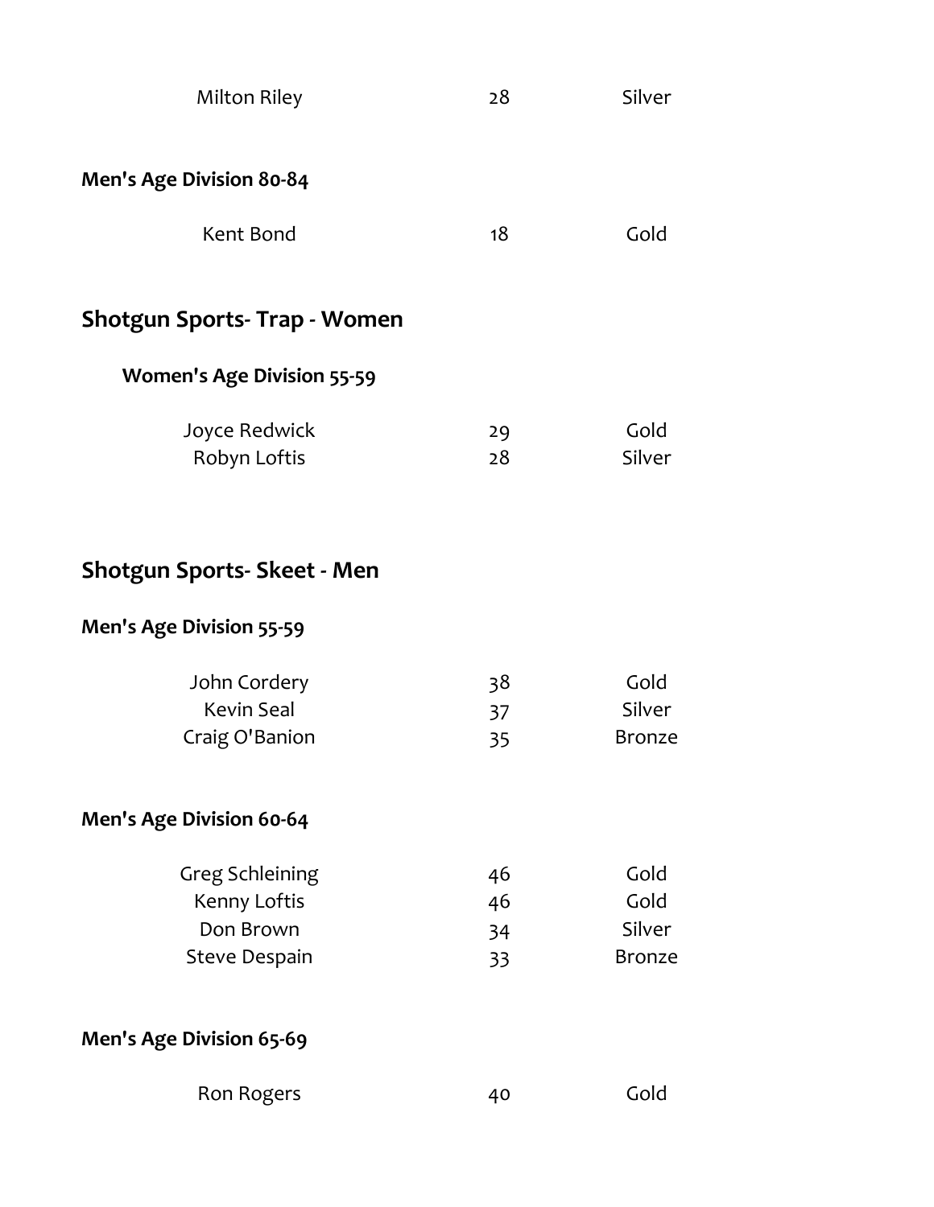| | | |
|---|---|---|
| Milton Riley | 28 | Silver |

**Men's Age Division 80-84**

| | | |
|---|---|---|
| Kent Bond | 18 | Gold |

## Shotgun Sports- Trap - Women

**Women's Age Division 55-59**

| | | |
|---|---|---|
| Joyce Redwick | 29 | Gold |
| Robyn Loftis | 28 | Silver |

## Shotgun Sports- Skeet - Men

**Men's Age Division 55-59**

| | | |
|---|---|---|
| John Cordery | 38 | Gold |
| Kevin Seal | 37 | Silver |
| Craig O'Banion | 35 | Bronze |

**Men's Age Division 60-64**

| | | |
|---|---|---|
| Greg Schleining | 46 | Gold |
| Kenny Loftis | 46 | Gold |
| Don Brown | 34 | Silver |
| Steve Despain | 33 | Bronze |

**Men's Age Division 65-69**

| | | |
|---|---|---|
| Ron Rogers | 40 | Gold |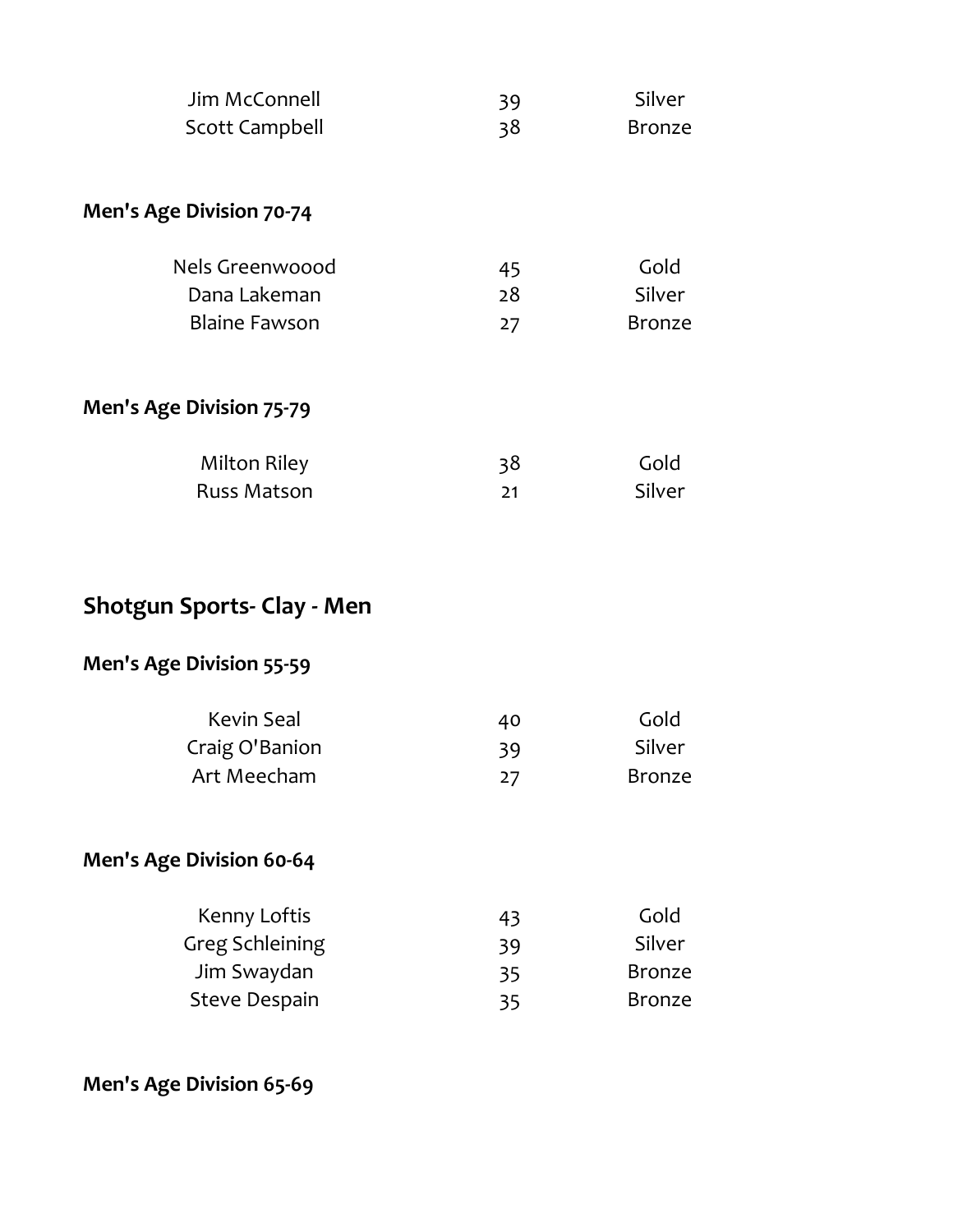| | | |
|---|---|---|
| Jim McConnell | 39 | Silver |
| Scott Campbell | 38 | Bronze |

**Men's Age Division 70-74**

| | | |
|---|---|---|
| Nels Greenwoood | 45 | Gold |
| Dana Lakeman | 28 | Silver |
| Blaine Fawson | 27 | Bronze |

**Men's Age Division 75-79**

| | | |
|---|---|---|
| Milton Riley | 38 | Gold |
| Russ Matson | 21 | Silver |

## Shotgun Sports- Clay - Men

**Men's Age Division 55-59**

| | | |
|---|---|---|
| Kevin Seal | 40 | Gold |
| Craig O'Banion | 39 | Silver |
| Art Meecham | 27 | Bronze |

**Men's Age Division 60-64**

| | | |
|---|---|---|
| Kenny Loftis | 43 | Gold |
| Greg Schleining | 39 | Silver |
| Jim Swaydan | 35 | Bronze |
| Steve Despain | 35 | Bronze |

**Men's Age Division 65-69**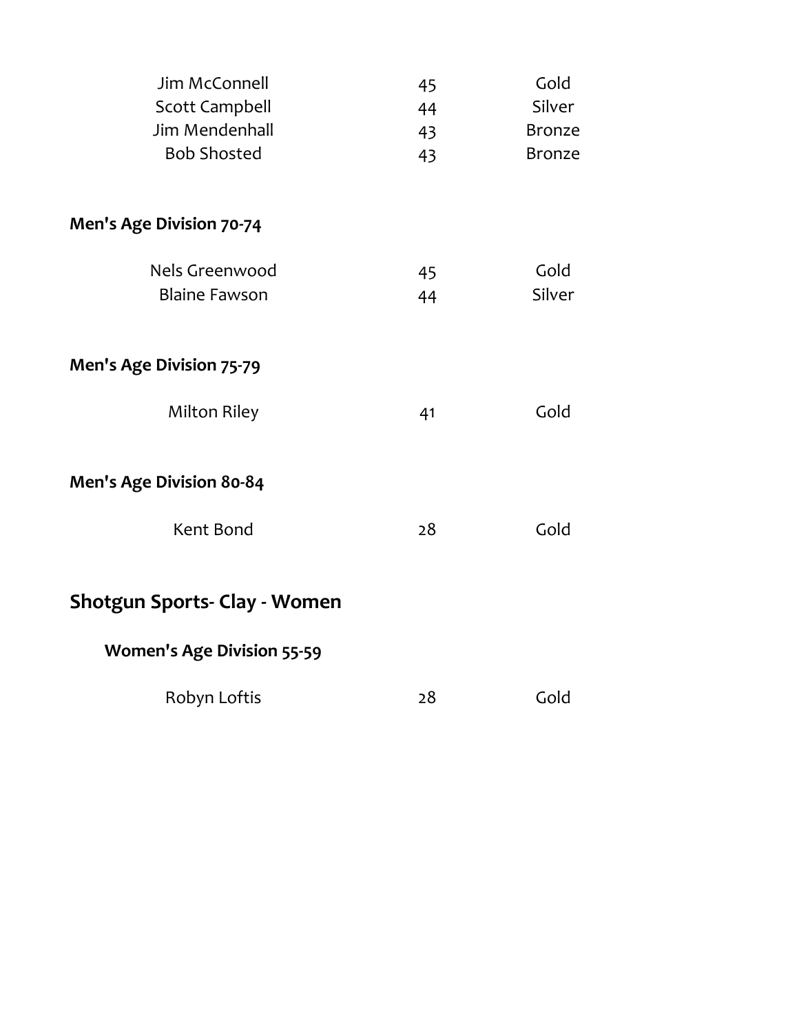| | | |
|---|---|---|
| Jim McConnell | 45 | Gold |
| Scott Campbell | 44 | Silver |
| Jim Mendenhall | 43 | Bronze |
| Bob Shosted | 43 | Bronze |

**Men's Age Division 70-74**

| | | |
|---|---|---|
| Nels Greenwood | 45 | Gold |
| Blaine Fawson | 44 | Silver |

**Men's Age Division 75-79**

| | | |
|---|---|---|
| Milton Riley | 41 | Gold |

**Men's Age Division 80-84**

| | | |
|---|---|---|
| Kent Bond | 28 | Gold |

## Shotgun Sports- Clay - Women

**Women's Age Division 55-59**

| | | |
|---|---|---|
| Robyn Loftis | 28 | Gold |